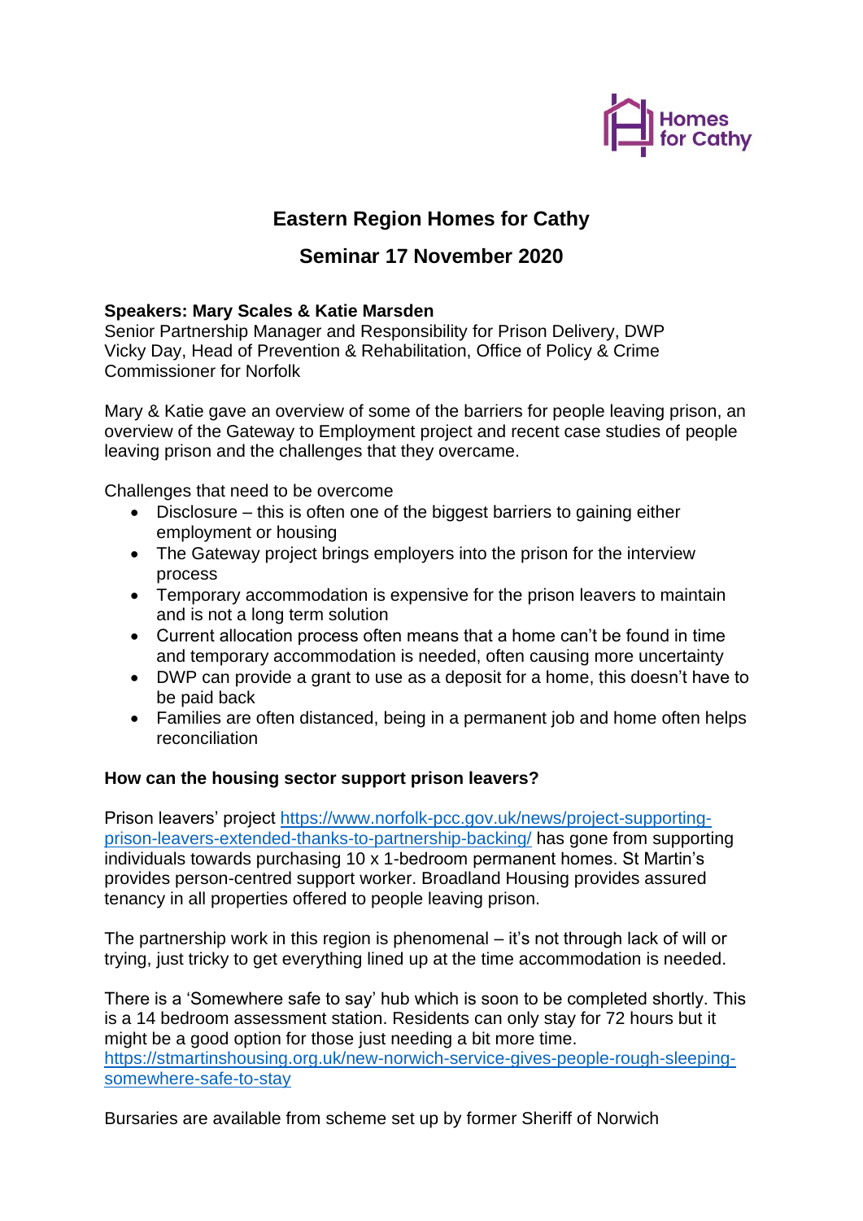Homes for Cathy

# Eastern Region Homes for Cathy

## Seminar 17 November 2020

**Speakers: Mary Scales & Katie Marsden**
Senior Partnership Manager and Responsibility for Prison Delivery, DWP
Vicky Day, Head of Prevention & Rehabilitation, Office of Policy & Crime Commissioner for Norfolk

Mary & Katie gave an overview of some of the barriers for people leaving prison, an overview of the Gateway to Employment project and recent case studies of people leaving prison and the challenges that they overcame.

Challenges that need to be overcome

- Disclosure – this is often one of the biggest barriers to gaining either employment or housing
- The Gateway project brings employers into the prison for the interview process
- Temporary accommodation is expensive for the prison leavers to maintain and is not a long term solution
- Current allocation process often means that a home can't be found in time and temporary accommodation is needed, often causing more uncertainty
- DWP can provide a grant to use as a deposit for a home, this doesn't have to be paid back
- Families are often distanced, being in a permanent job and home often helps reconciliation

**How can the housing sector support prison leavers?**

Prison leavers' project [https://www.norfolk-pcc.gov.uk/news/project-supporting-prison-leavers-extended-thanks-to-partnership-backing/](https://www.norfolk-pcc.gov.uk/news/project-supporting-prison-leavers-extended-thanks-to-partnership-backing/) has gone from supporting individuals towards purchasing 10 x 1-bedroom permanent homes. St Martin's provides person-centred support worker. Broadland Housing provides assured tenancy in all properties offered to people leaving prison.

The partnership work in this region is phenomenal – it's not through lack of will or trying, just tricky to get everything lined up at the time accommodation is needed.

There is a 'Somewhere safe to say' hub which is soon to be completed shortly. This is a 14 bedroom assessment station. Residents can only stay for 72 hours but it might be a good option for those just needing a bit more time.
[https://stmartinshousing.org.uk/new-norwich-service-gives-people-rough-sleeping-somewhere-safe-to-stay](https://stmartinshousing.org.uk/new-norwich-service-gives-people-rough-sleeping-somewhere-safe-to-stay)

Bursaries are available from scheme set up by former Sheriff of Norwich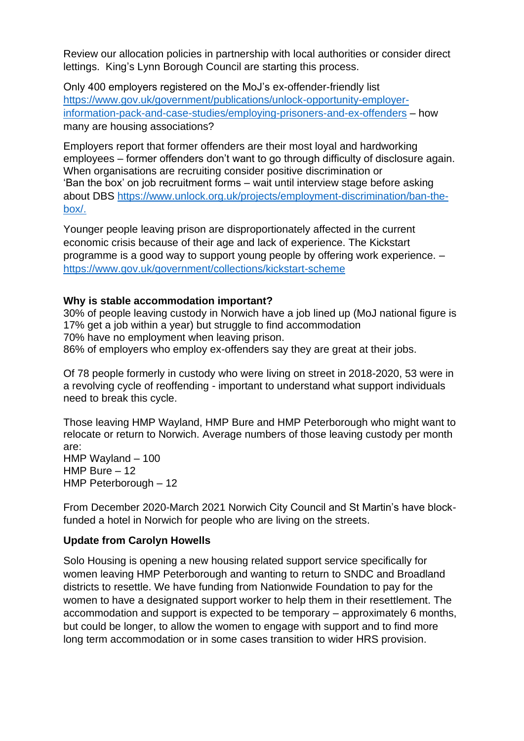Review our allocation policies in partnership with local authorities or consider direct lettings. King's Lynn Borough Council are starting this process.

Only 400 employers registered on the MoJ's ex-offender-friendly list [https://www.gov.uk/government/publications/unlock-opportunity-employer-information-pack-and-case-studies/employing-prisoners-and-ex-offenders](https://www.gov.uk/government/publications/unlock-opportunity-employer-information-pack-and-case-studies/employing-prisoners-and-ex-offenders) – how many are housing associations?

Employers report that former offenders are their most loyal and hardworking employees – former offenders don't want to go through difficulty of disclosure again. When organisations are recruiting consider positive discrimination or 'Ban the box' on job recruitment forms – wait until interview stage before asking about DBS [https://www.unlock.org.uk/projects/employment-discrimination/ban-the-box/.](https://www.unlock.org.uk/projects/employment-discrimination/ban-the-box/)

Younger people leaving prison are disproportionately affected in the current economic crisis because of their age and lack of experience. The Kickstart programme is a good way to support young people by offering work experience. – [https://www.gov.uk/government/collections/kickstart-scheme](https://www.gov.uk/government/collections/kickstart-scheme)

**Why is stable accommodation important?**

30% of people leaving custody in Norwich have a job lined up (MoJ national figure is 17% get a job within a year) but struggle to find accommodation
70% have no employment when leaving prison.
86% of employers who employ ex-offenders say they are great at their jobs.

Of 78 people formerly in custody who were living on street in 2018-2020, 53 were in a revolving cycle of reoffending - important to understand what support individuals need to break this cycle.

Those leaving HMP Wayland, HMP Bure and HMP Peterborough who might want to relocate or return to Norwich. Average numbers of those leaving custody per month are:
HMP Wayland – 100
HMP Bure – 12
HMP Peterborough – 12

From December 2020-March 2021 Norwich City Council and St Martin's have block-funded a hotel in Norwich for people who are living on the streets.

**Update from Carolyn Howells**

Solo Housing is opening a new housing related support service specifically for women leaving HMP Peterborough and wanting to return to SNDC and Broadland districts to resettle. We have funding from Nationwide Foundation to pay for the women to have a designated support worker to help them in their resettlement. The accommodation and support is expected to be temporary – approximately 6 months, but could be longer, to allow the women to engage with support and to find more long term accommodation or in some cases transition to wider HRS provision.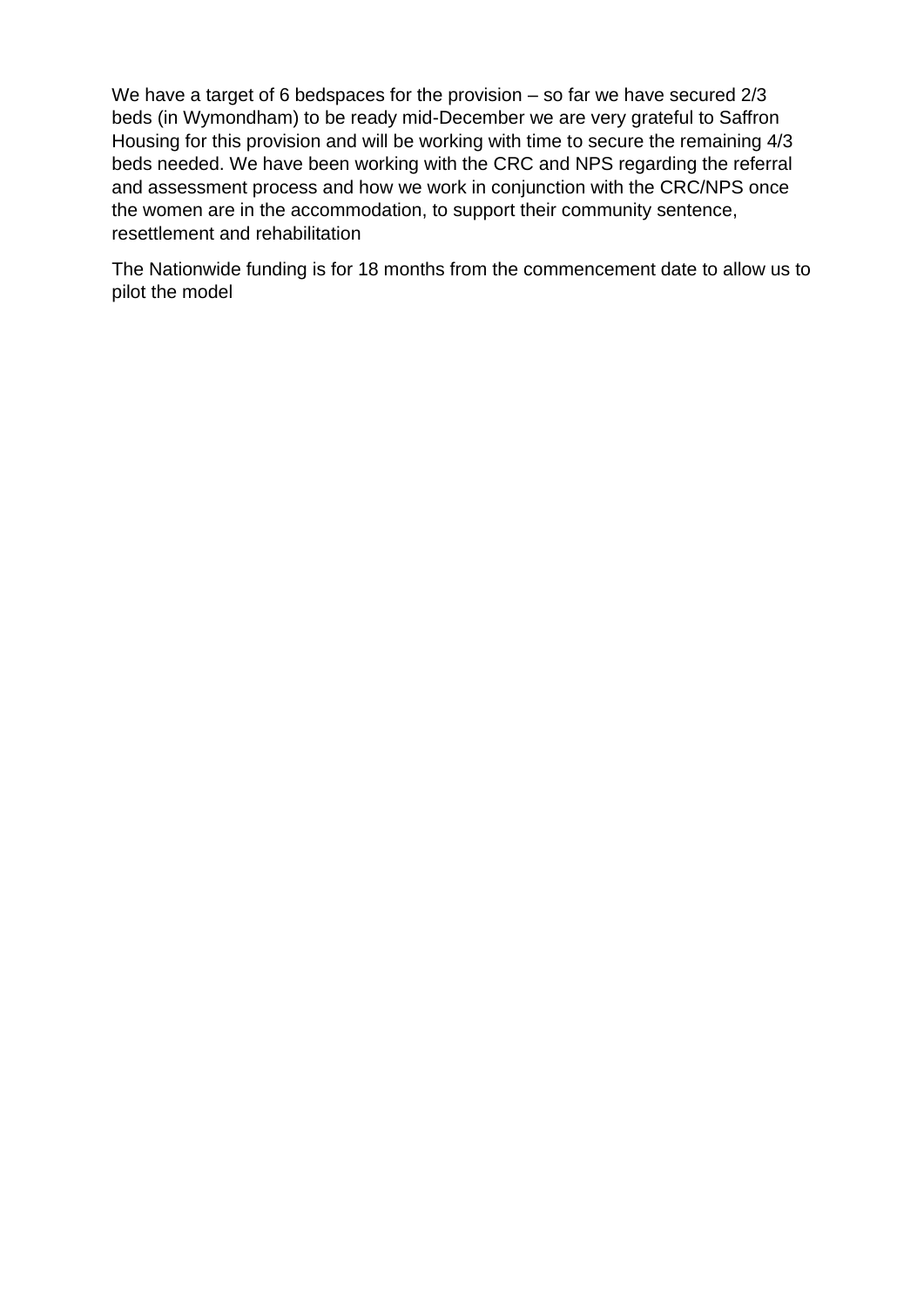We have a target of 6 bedspaces for the provision – so far we have secured 2/3 beds (in Wymondham) to be ready mid-December we are very grateful to Saffron Housing for this provision and will be working with time to secure the remaining 4/3 beds needed. We have been working with the CRC and NPS regarding the referral and assessment process and how we work in conjunction with the CRC/NPS once the women are in the accommodation, to support their community sentence, resettlement and rehabilitation

The Nationwide funding is for 18 months from the commencement date to allow us to pilot the model